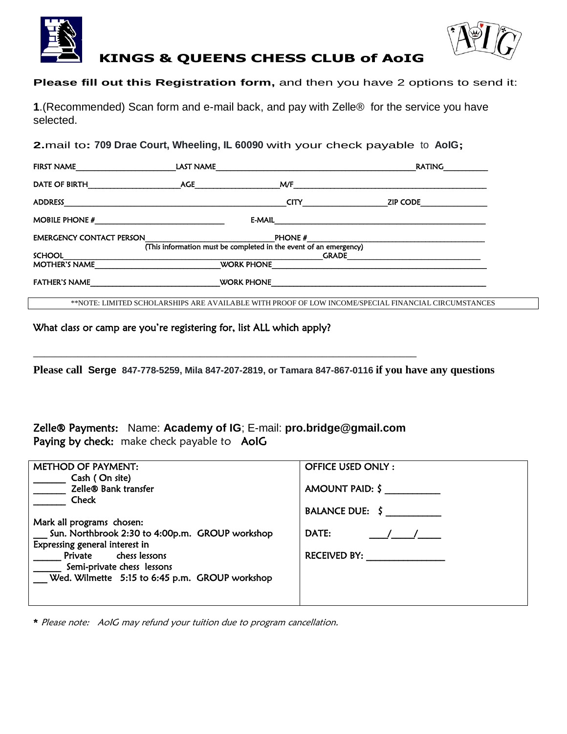# KINGS & QUEENS CHESS CLUB of AoIG

**Please fill out this Registration form,** and then you have 2 options to send it:

**1**.(Recommended) Scan form and e-mail back, and pay with Zelle® for the service you have selected.

**2.**mail to**: 709 Drae Court, Wheeling, IL 60090** with your check payable to **AoIG;**

FIRST NAME_______________ LAST NAME_______________________________ RATING________

DATE OF BIRTH______________ AGE____________ M/F_______________________________

ADDRESS_________________________________ CITY____________ ZIP CODE__________

MOBILE PHONE #____________________ E-MAIL_________________________________

EMERGENCY CONTACT PERSON________________ PHONE #___________________________

(This information must be completed in the event of an emergency)

SCHOOL_________________________________________ GRADE_____________________

MOTHER'S NAME__________________ WORK PHONE______________________________

FATHER'S NAME__________________ WORK PHONE______________________________

**NOTE: LIMITED SCHOLARSHIPS ARE AVAILABLE WITH PROOF OF LOW INCOME/SPECIAL FINANCIAL CIRCUMSTANCES

What class or camp are you're registering for, list ALL which apply?

___________________________________________________________________

**Please call Serge 847-778-5259, Mila 847-207-2819, or Tamara 847-867-0116 if you have any questions**

Zelle® Payments: Name: **Academy of IG**; E-mail: **pro.bridge@gmail.com**

Paying by check: make check payable to AoIG

| METHOD OF PAYMENT: | OFFICE USED ONLY : |
|---|---|
| ______ Cash ( On site)<br>______ Zelle® Bank transfer<br>______ Check<br><br>Mark all programs chosen:<br>___ Sun. Northbrook 2:30 to 4:00p.m. GROUP workshop<br>Expressing general interest in<br>______ Private chess lessons<br>______ Semi-private chess lessons<br>___ Wed. Wilmette 5:15 to 6:45 p.m. GROUP workshop | AMOUNT PAID: $ __________<br><br>BALANCE DUE: $ __________<br><br>DATE: ___/___/___<br><br>RECEIVED BY: ______________ |

* *Please note: AoIG may refund your tuition due to program cancellation.*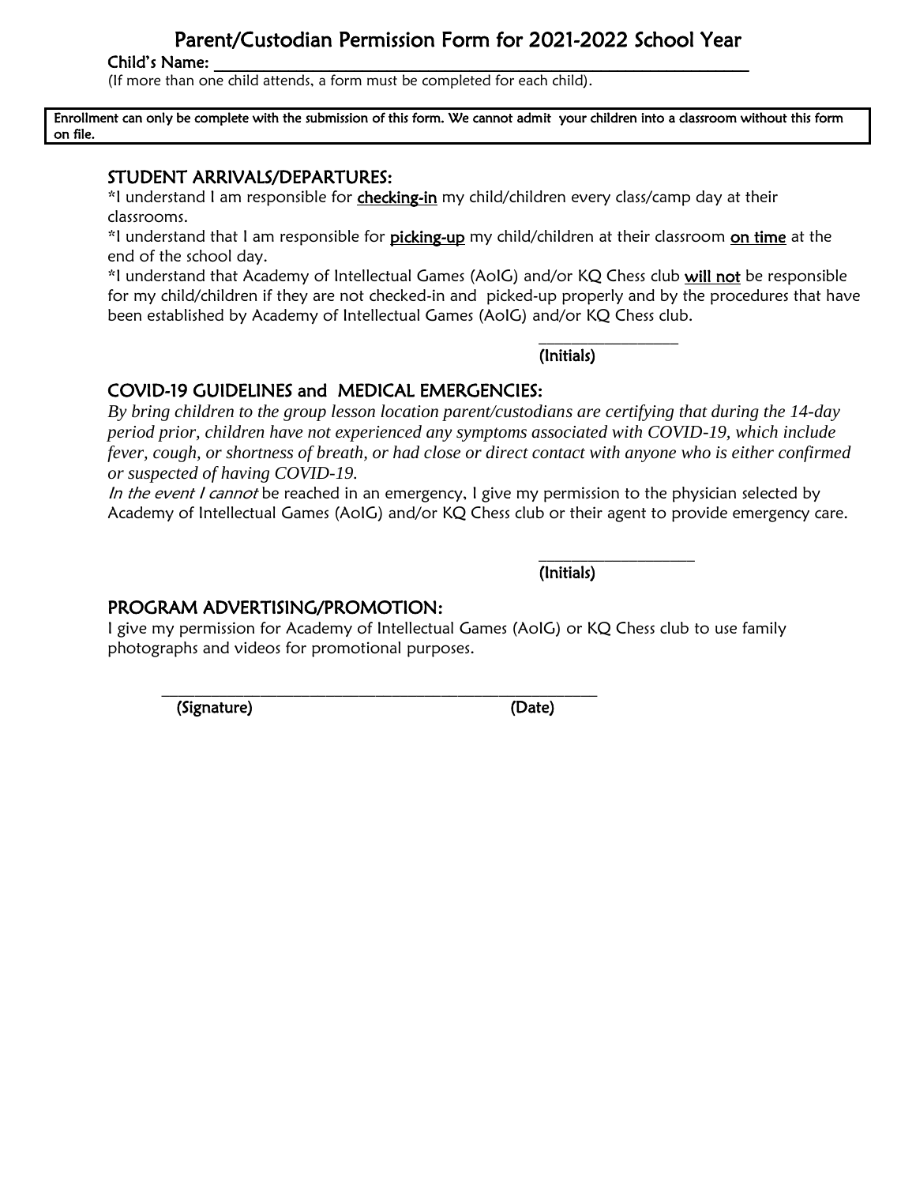# Parent/Custodian Permission Form for 2021-2022 School Year

**Child's Name:** ___________________________________________________________

(If more than one child attends, a form must be completed for each child).

**Enrollment can only be complete with the submission of this form. We cannot admit your children into a classroom without this form on file.**

## STUDENT ARRIVALS/DEPARTURES:

*I understand I am responsible for **checking-in** my child/children every class/camp day at their classrooms.

*I understand that I am responsible for **picking-up** my child/children at their classroom **on time** at the end of the school day.

*I understand that Academy of Intellectual Games (AoIG) and/or KQ Chess club **will not** be responsible for my child/children if they are not checked-in and picked-up properly and by the procedures that have been established by Academy of Intellectual Games (AoIG) and/or KQ Chess club.

_________________

**(Initials)**

## COVID-19 GUIDELINES and MEDICAL EMERGENCIES:

*By bring children to the group lesson location parent/custodians are certifying that during the 14-day period prior, children have not experienced any symptoms associated with COVID-19, which include fever, cough, or shortness of breath, or had close or direct contact with anyone who is either confirmed or suspected of having COVID-19.*

*In the event I cannot* be reached in an emergency, I give my permission to the physician selected by Academy of Intellectual Games (AoIG) and/or KQ Chess club or their agent to provide emergency care.

_________________

**(Initials)**

## PROGRAM ADVERTISING/PROMOTION:

I give my permission for Academy of Intellectual Games (AoIG) or KQ Chess club to use family photographs and videos for promotional purposes.

_______________________________________________________

**(Signature)** **(Date)**